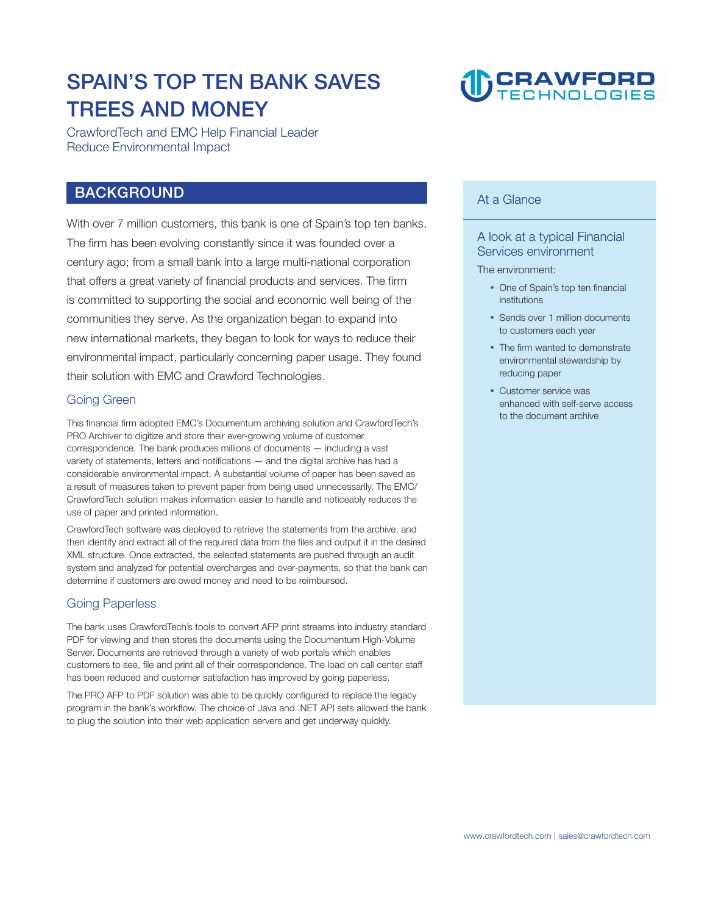# SPAIN'S TOP TEN BANK SAVES TREES AND MONEY

CrawfordTech and EMC Help Financial Leader Reduce Environmental Impact

CRAWFORD TECHNOLOGIES

## BACKGROUND

With over 7 million customers, this bank is one of Spain's top ten banks. The firm has been evolving constantly since it was founded over a century ago; from a small bank into a large multi-national corporation that offers a great variety of financial products and services. The firm is committed to supporting the social and economic well being of the communities they serve. As the organization began to expand into new international markets, they began to look for ways to reduce their environmental impact, particularly concerning paper usage. They found their solution with EMC and Crawford Technologies.

### Going Green

This financial firm adopted EMC's Documentum archiving solution and CrawfordTech's PRO Archiver to digitize and store their ever-growing volume of customer correspondence. The bank produces millions of documents — including a vast variety of statements, letters and notifications — and the digital archive has had a considerable environmental impact. A substantial volume of paper has been saved as a result of measures taken to prevent paper from being used unnecessarily. The EMC/CrawfordTech solution makes information easier to handle and noticeably reduces the use of paper and printed information.

CrawfordTech software was deployed to retrieve the statements from the archive, and then identify and extract all of the required data from the files and output it in the desired XML structure. Once extracted, the selected statements are pushed through an audit system and analyzed for potential overcharges and over-payments, so that the bank can determine if customers are owed money and need to be reimbursed.

### Going Paperless

The bank uses CrawfordTech's tools to convert AFP print streams into industry standard PDF for viewing and then stores the documents using the Documentum High-Volume Server. Documents are retrieved through a variety of web portals which enables customers to see, file and print all of their correspondence. The load on call center staff has been reduced and customer satisfaction has improved by going paperless.

The PRO AFP to PDF solution was able to be quickly configured to replace the legacy program in the bank's workflow. The choice of Java and .NET API sets allowed the bank to plug the solution into their web application servers and get underway quickly.

## At a Glance

### A look at a typical Financial Services environment

The environment:

- One of Spain's top ten financial institutions
- Sends over 1 million documents to customers each year
- The firm wanted to demonstrate environmental stewardship by reducing paper
- Customer service was enhanced with self-serve access to the document archive

www.crawfordtech.com | sales@crawfordtech.com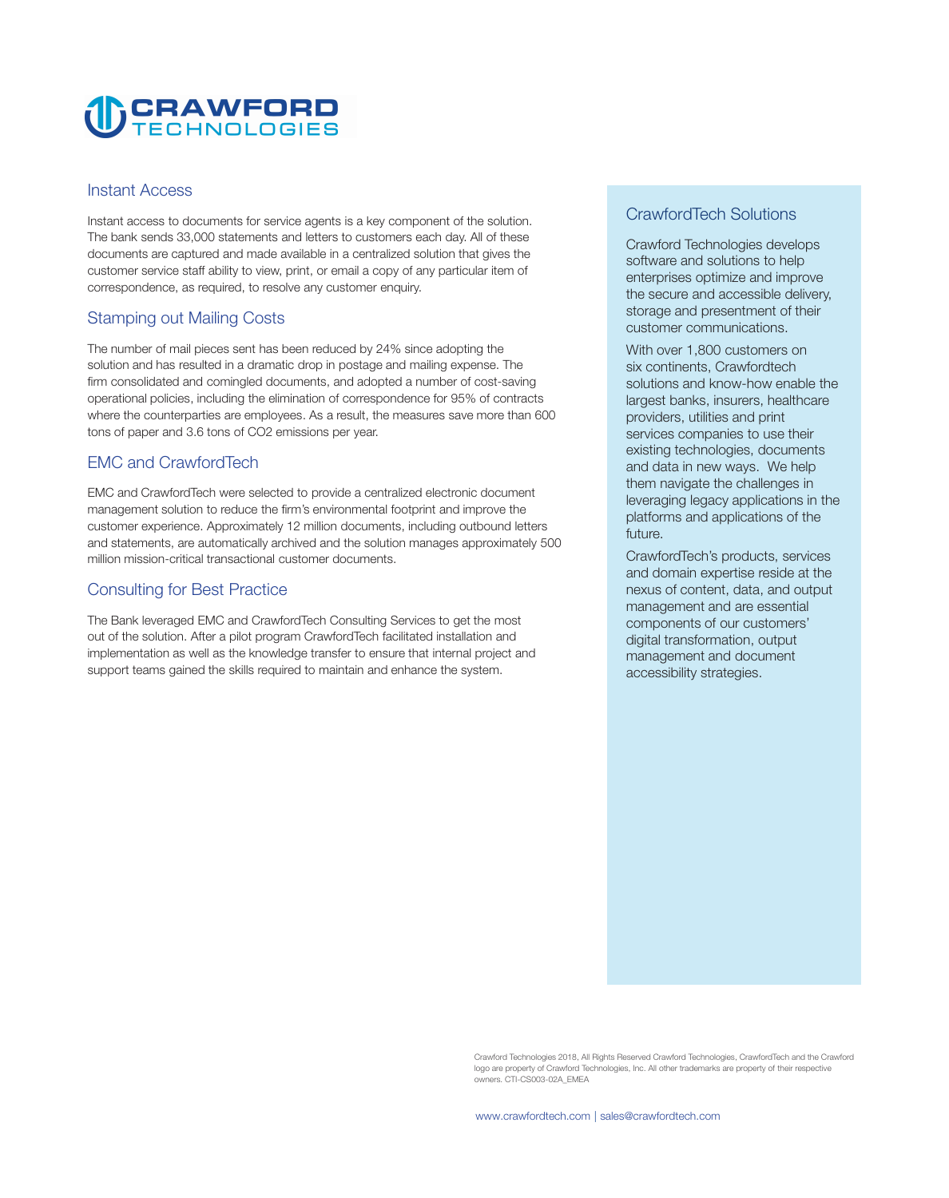## Instant Access

Instant access to documents for service agents is a key component of the solution. The bank sends 33,000 statements and letters to customers each day. All of these documents are captured and made available in a centralized solution that gives the customer service staff ability to view, print, or email a copy of any particular item of correspondence, as required, to resolve any customer enquiry.

## Stamping out Mailing Costs

The number of mail pieces sent has been reduced by 24% since adopting the solution and has resulted in a dramatic drop in postage and mailing expense. The firm consolidated and comingled documents, and adopted a number of cost-saving operational policies, including the elimination of correspondence for 95% of contracts where the counterparties are employees. As a result, the measures save more than 600 tons of paper and 3.6 tons of $CO_2$ emissions per year.

## EMC and CrawfordTech

EMC and CrawfordTech were selected to provide a centralized electronic document management solution to reduce the firm's environmental footprint and improve the customer experience. Approximately 12 million documents, including outbound letters and statements, are automatically archived and the solution manages approximately 500 million mission-critical transactional customer documents.

## Consulting for Best Practice

The Bank leveraged EMC and CrawfordTech Consulting Services to get the most out of the solution. After a pilot program CrawfordTech facilitated installation and implementation as well as the knowledge transfer to ensure that internal project and support teams gained the skills required to maintain and enhance the system.

## CrawfordTech Solutions

Crawford Technologies develops software and solutions to help enterprises optimize and improve the secure and accessible delivery, storage and presentment of their customer communications.

With over 1,800 customers on six continents, Crawfordtech solutions and know-how enable the largest banks, insurers, healthcare providers, utilities and print services companies to use their existing technologies, documents and data in new ways. We help them navigate the challenges in leveraging legacy applications in the platforms and applications of the future.

CrawfordTech's products, services and domain expertise reside at the nexus of content, data, and output management and are essential components of our customers' digital transformation, output management and document accessibility strategies.

Crawford Technologies 2018, All Rights Reserved Crawford Technologies, CrawfordTech and the Crawford logo are property of Crawford Technologies, Inc. All other trademarks are property of their respective owners. CTI-CS003-02A_EMEA

www.crawfordtech.com | sales@crawfordtech.com